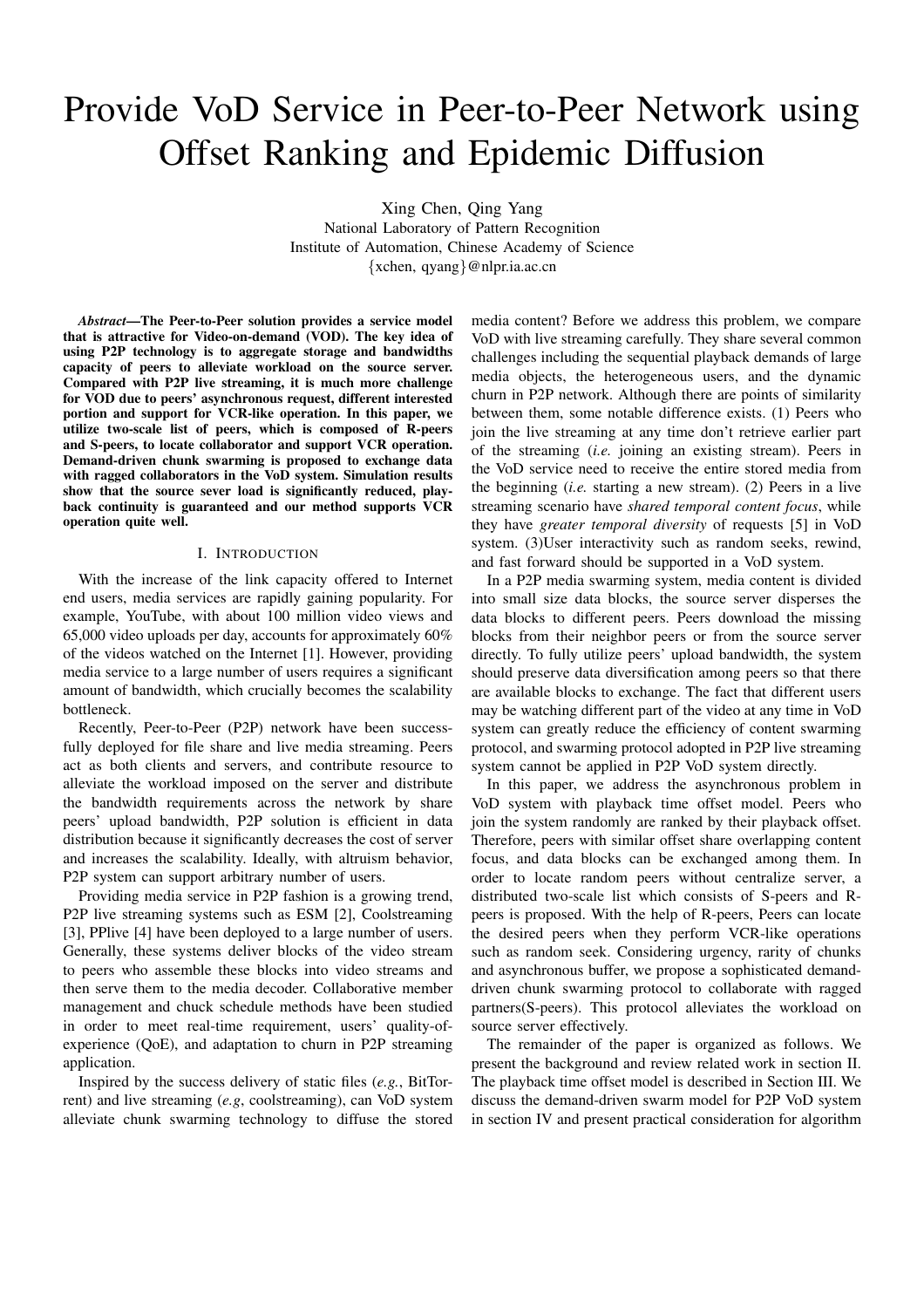# Provide VoD Service in Peer-to-Peer Network using Offset Ranking and Epidemic Diffusion

Xing Chen, Qing Yang
National Laboratory of Pattern Recognition
Institute of Automation, Chinese Academy of Science
{xchen, qyang}@nlpr.ia.ac.cn

***Abstract*—The Peer-to-Peer solution provides a service model that is attractive for Video-on-demand (VOD). The key idea of using P2P technology is to aggregate storage and bandwidths capacity of peers to alleviate workload on the source server. Compared with P2P live streaming, it is much more challenge for VOD due to peers' asynchronous request, different interested portion and support for VCR-like operation. In this paper, we utilize two-scale list of peers, which is composed of R-peers and S-peers, to locate collaborator and support VCR operation. Demand-driven chunk swarming is proposed to exchange data with ragged collaborators in the VoD system. Simulation results show that the source sever load is significantly reduced, playback continuity is guaranteed and our method supports VCR operation quite well.**

## I. Introduction

With the increase of the link capacity offered to Internet end users, media services are rapidly gaining popularity. For example, YouTube, with about 100 million video views and 65,000 video uploads per day, accounts for approximately 60% of the videos watched on the Internet [1]. However, providing media service to a large number of users requires a significant amount of bandwidth, which crucially becomes the scalability bottleneck.

Recently, Peer-to-Peer (P2P) network have been successfully deployed for file share and live media streaming. Peers act as both clients and servers, and contribute resource to alleviate the workload imposed on the server and distribute the bandwidth requirements across the network by share peers' upload bandwidth, P2P solution is efficient in data distribution because it significantly decreases the cost of server and increases the scalability. Ideally, with altruism behavior, P2P system can support arbitrary number of users.

Providing media service in P2P fashion is a growing trend, P2P live streaming systems such as ESM [2], Coolstreaming [3], PPlive [4] have been deployed to a large number of users. Generally, these systems deliver blocks of the video stream to peers who assemble these blocks into video streams and then serve them to the media decoder. Collaborative member management and chuck schedule methods have been studied in order to meet real-time requirement, users' quality-of-experience (QoE), and adaptation to churn in P2P streaming application.

Inspired by the success delivery of static files (*e.g.*, BitTorrent) and live streaming (*e.g*, coolstreaming), can VoD system alleviate chunk swarming technology to diffuse the stored media content? Before we address this problem, we compare VoD with live streaming carefully. They share several common challenges including the sequential playback demands of large media objects, the heterogeneous users, and the dynamic churn in P2P network. Although there are points of similarity between them, some notable difference exists. (1) Peers who join the live streaming at any time don't retrieve earlier part of the streaming (*i.e.* joining an existing stream). Peers in the VoD service need to receive the entire stored media from the beginning (*i.e.* starting a new stream). (2) Peers in a live streaming scenario have *shared temporal content focus*, while they have *greater temporal diversity* of requests [5] in VoD system. (3)User interactivity such as random seeks, rewind, and fast forward should be supported in a VoD system.

In a P2P media swarming system, media content is divided into small size data blocks, the source server disperses the data blocks to different peers. Peers download the missing blocks from their neighbor peers or from the source server directly. To fully utilize peers' upload bandwidth, the system should preserve data diversification among peers so that there are available blocks to exchange. The fact that different users may be watching different part of the video at any time in VoD system can greatly reduce the efficiency of content swarming protocol, and swarming protocol adopted in P2P live streaming system cannot be applied in P2P VoD system directly.

In this paper, we address the asynchronous problem in VoD system with playback time offset model. Peers who join the system randomly are ranked by their playback offset. Therefore, peers with similar offset share overlapping content focus, and data blocks can be exchanged among them. In order to locate random peers without centralize server, a distributed two-scale list which consists of S-peers and R-peers is proposed. With the help of R-peers, Peers can locate the desired peers when they perform VCR-like operations such as random seek. Considering urgency, rarity of chunks and asynchronous buffer, we propose a sophisticated demand-driven chunk swarming protocol to collaborate with ragged partners(S-peers). This protocol alleviates the workload on source server effectively.

The remainder of the paper is organized as follows. We present the background and review related work in section II. The playback time offset model is described in Section III. We discuss the demand-driven swarm model for P2P VoD system in section IV and present practical consideration for algorithm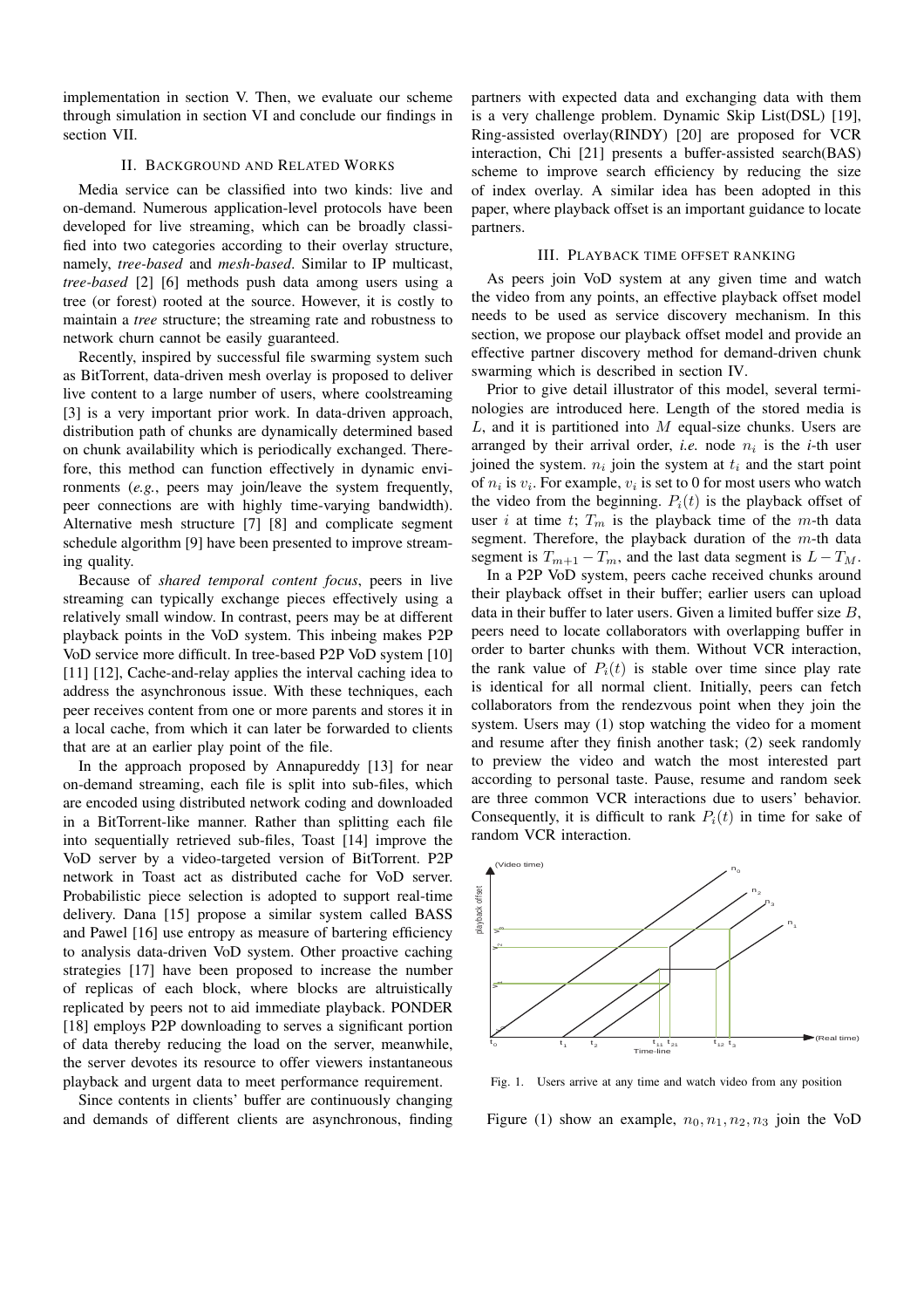implementation in section V. Then, we evaluate our scheme through simulation in section VI and conclude our findings in section VII.

## II. Background and Related Works

Media service can be classified into two kinds: live and on-demand. Numerous application-level protocols have been developed for live streaming, which can be broadly classified into two categories according to their overlay structure, namely, *tree-based* and *mesh-based*. Similar to IP multicast, *tree-based* [2] [6] methods push data among users using a tree (or forest) rooted at the source. However, it is costly to maintain a *tree* structure; the streaming rate and robustness to network churn cannot be easily guaranteed.

Recently, inspired by successful file swarming system such as BitTorrent, data-driven mesh overlay is proposed to deliver live content to a large number of users, where coolstreaming [3] is a very important prior work. In data-driven approach, distribution path of chunks are dynamically determined based on chunk availability which is periodically exchanged. Therefore, this method can function effectively in dynamic environments (*e.g.*, peers may join/leave the system frequently, peer connections are with highly time-varying bandwidth). Alternative mesh structure [7] [8] and complicate segment schedule algorithm [9] have been presented to improve streaming quality.

Because of *shared temporal content focus*, peers in live streaming can typically exchange pieces effectively using a relatively small window. In contrast, peers may be at different playback points in the VoD system. This inbeing makes P2P VoD service more difficult. In tree-based P2P VoD system [10] [11] [12], Cache-and-relay applies the interval caching idea to address the asynchronous issue. With these techniques, each peer receives content from one or more parents and stores it in a local cache, from which it can later be forwarded to clients that are at an earlier play point of the file.

In the approach proposed by Annapureddy [13] for near on-demand streaming, each file is split into sub-files, which are encoded using distributed network coding and downloaded in a BitTorrent-like manner. Rather than splitting each file into sequentially retrieved sub-files, Toast [14] improve the VoD server by a video-targeted version of BitTorrent. P2P network in Toast act as distributed cache for VoD server. Probabilistic piece selection is adopted to support real-time delivery. Dana [15] propose a similar system called BASS and Pawel [16] use entropy as measure of bartering efficiency to analysis data-driven VoD system. Other proactive caching strategies [17] have been proposed to increase the number of replicas of each block, where blocks are altruistically replicated by peers not to aid immediate playback. PONDER [18] employs P2P downloading to serves a significant portion of data thereby reducing the load on the server, meanwhile, the server devotes its resource to offer viewers instantaneous playback and urgent data to meet performance requirement.

Since contents in clients' buffer are continuously changing and demands of different clients are asynchronous, finding partners with expected data and exchanging data with them is a very challenge problem. Dynamic Skip List(DSL) [19], Ring-assisted overlay(RINDY) [20] are proposed for VCR interaction, Chi [21] presents a buffer-assisted search(BAS) scheme to improve search efficiency by reducing the size of index overlay. A similar idea has been adopted in this paper, where playback offset is an important guidance to locate partners.

## III. Playback Time Offset Ranking

As peers join VoD system at any given time and watch the video from any points, an effective playback offset model needs to be used as service discovery mechanism. In this section, we propose our playback offset model and provide an effective partner discovery method for demand-driven chunk swarming which is described in section IV.

Prior to give detail illustrator of this model, several terminologies are introduced here. Length of the stored media is $L$, and it is partitioned into $M$ equal-size chunks. Users are arranged by their arrival order, *i.e.* node $n_i$ is the $i$-th user joined the system. $n_i$ join the system at $t_i$ and the start point of $n_i$ is $v_i$. For example, $v_i$ is set to 0 for most users who watch the video from the beginning. $P_i(t)$ is the playback offset of user $i$ at time $t$; $T_m$ is the playback time of the $m$-th data segment. Therefore, the playback duration of the $m$-th data segment is $T_{m+1} - T_m$, and the last data segment is $L - T_M$.

In a P2P VoD system, peers cache received chunks around their playback offset in their buffer; earlier users can upload data in their buffer to later users. Given a limited buffer size $B$, peers need to locate collaborators with overlapping buffer in order to barter chunks with them. Without VCR interaction, the rank value of $P_i(t)$ is stable over time since play rate is identical for all normal client. Initially, peers can fetch collaborators from the rendezvous point when they join the system. Users may (1) stop watching the video for a moment and resume after they finish another task; (2) seek randomly to preview the video and watch the most interested part according to personal taste. Pause, resume and random seek are three common VCR interactions due to users' behavior. Consequently, it is difficult to rank $P_i(t)$ in time for sake of random VCR interaction.

Fig. 1. Users arrive at any time and watch video from any position

Figure (1) show an example, $n_0, n_1, n_2, n_3$ join the VoD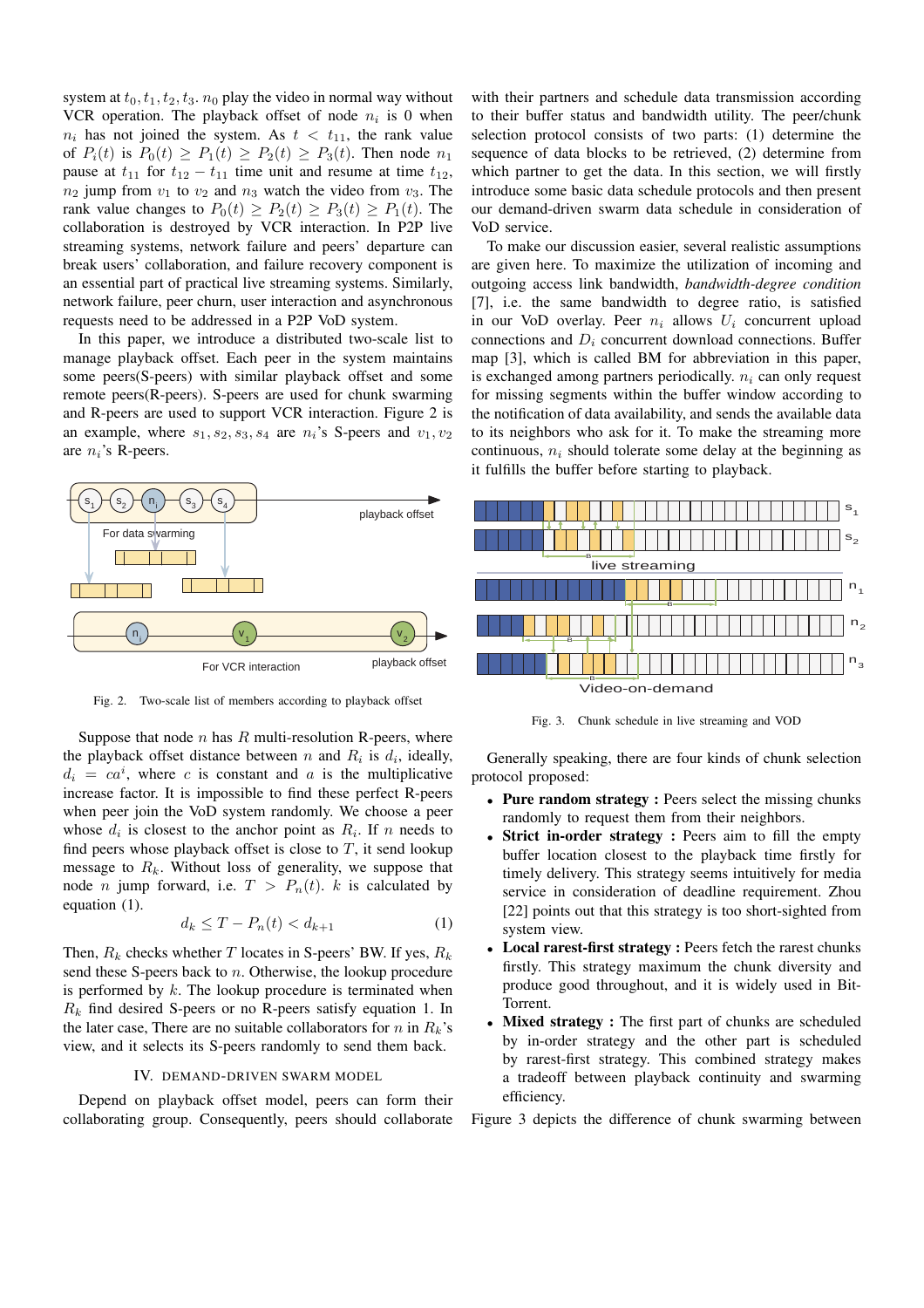system at $t_0, t_1, t_2, t_3$. $n_0$ play the video in normal way without VCR operation. The playback offset of node $n_i$ is 0 when $n_i$ has not joined the system. As $t < t_{11}$, the rank value of $P_i(t)$ is $P_0(t) \geq P_1(t) \geq P_2(t) \geq P_3(t)$. Then node $n_1$ pause at $t_{11}$ for $t_{12} - t_{11}$ time unit and resume at time $t_{12}$, $n_2$ jump from $v_1$ to $v_2$ and $n_3$ watch the video from $v_3$. The rank value changes to $P_0(t) \geq P_2(t) \geq P_3(t) \geq P_1(t)$. The collaboration is destroyed by VCR interaction. In P2P live streaming systems, network failure and peers' departure can break users' collaboration, and failure recovery component is an essential part of practical live streaming systems. Similarly, network failure, peer churn, user interaction and asynchronous requests need to be addressed in a P2P VoD system.

In this paper, we introduce a distributed two-scale list to manage playback offset. Each peer in the system maintains some peers(S-peers) with similar playback offset and some remote peers(R-peers). S-peers are used for chunk swarming and R-peers are used to support VCR interaction. Figure 2 is an example, where $s_1, s_2, s_3, s_4$ are $n_i$'s S-peers and $v_1, v_2$ are $n_i$'s R-peers.

Fig. 2. Two-scale list of members according to playback offset

Suppose that node $n$ has $R$ multi-resolution R-peers, where the playback offset distance between $n$ and $R_i$ is $d_i$, ideally, $d_i = ca^i$, where $c$ is constant and $a$ is the multiplicative increase factor. It is impossible to find these perfect R-peers when peer join the VoD system randomly. We choose a peer whose $d_i$ is closest to the anchor point as $R_i$. If $n$ needs to find peers whose playback offset is close to $T$, it send lookup message to $R_k$. Without loss of generality, we suppose that node $n$ jump forward, i.e. $T > P_n(t)$. $k$ is calculated by equation (1).

$$d_k \leq T - P_n(t) < d_{k+1} \qquad (1)$$

Then, $R_k$ checks whether $T$ locates in S-peers' BW. If yes, $R_k$ send these S-peers back to $n$. Otherwise, the lookup procedure is performed by $k$. The lookup procedure is terminated when $R_k$ find desired S-peers or no R-peers satisfy equation 1. In the later case, There are no suitable collaborators for $n$ in $R_k$'s view, and it selects its S-peers randomly to send them back.

## IV. Demand-Driven Swarm Model

Depend on playback offset model, peers can form their collaborating group. Consequently, peers should collaborate with their partners and schedule data transmission according to their buffer status and bandwidth utility. The peer/chunk selection protocol consists of two parts: (1) determine the sequence of data blocks to be retrieved, (2) determine from which partner to get the data. In this section, we will firstly introduce some basic data schedule protocols and then present our demand-driven swarm data schedule in consideration of VoD service.

To make our discussion easier, several realistic assumptions are given here. To maximize the utilization of incoming and outgoing access link bandwidth, *bandwidth-degree condition* [7], i.e. the same bandwidth to degree ratio, is satisfied in our VoD overlay. Peer $n_i$ allows $U_i$ concurrent upload connections and $D_i$ concurrent download connections. Buffer map [3], which is called BM for abbreviation in this paper, is exchanged among partners periodically. $n_i$ can only request for missing segments within the buffer window according to the notification of data availability, and sends the available data to its neighbors who ask for it. To make the streaming more continuous, $n_i$ should tolerate some delay at the beginning as it fulfills the buffer before starting to playback.

Fig. 3. Chunk schedule in live streaming and VOD

Generally speaking, there are four kinds of chunk selection protocol proposed:

- **Pure random strategy :** Peers select the missing chunks randomly to request them from their neighbors.
- **Strict in-order strategy :** Peers aim to fill the empty buffer location closest to the playback time firstly for timely delivery. This strategy seems intuitively for media service in consideration of deadline requirement. Zhou [22] points out that this strategy is too short-sighted from system view.
- **Local rarest-first strategy :** Peers fetch the rarest chunks firstly. This strategy maximum the chunk diversity and produce good throughout, and it is widely used in BitTorrent.
- **Mixed strategy :** The first part of chunks are scheduled by in-order strategy and the other part is scheduled by rarest-first strategy. This combined strategy makes a tradeoff between playback continuity and swarming efficiency.

Figure 3 depicts the difference of chunk swarming between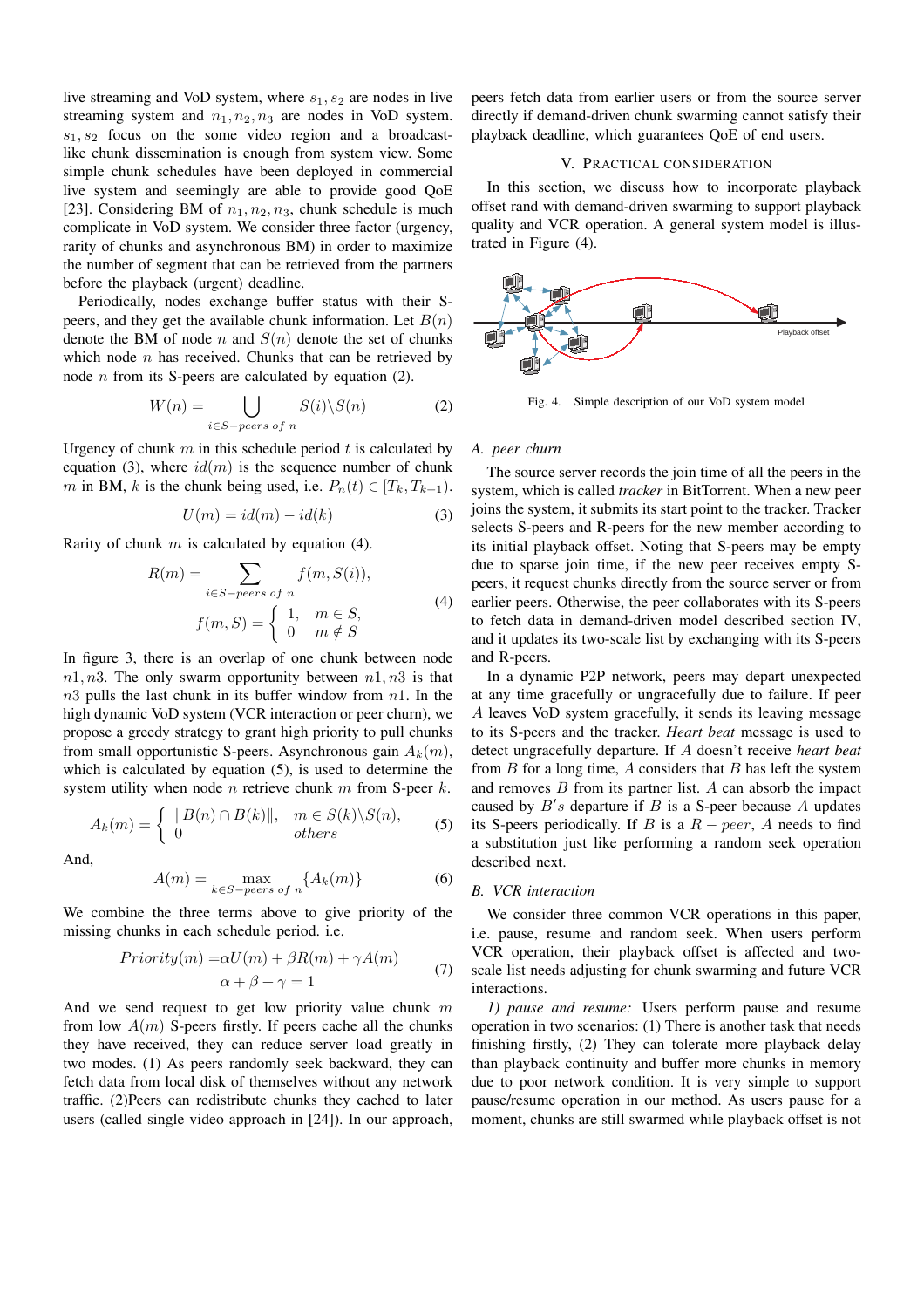live streaming and VoD system, where $s_1, s_2$ are nodes in live streaming system and $n_1, n_2, n_3$ are nodes in VoD system. $s_1, s_2$ focus on the some video region and a broadcast-like chunk dissemination is enough from system view. Some simple chunk schedules have been deployed in commercial live system and seemingly are able to provide good QoE [23]. Considering BM of $n_1, n_2, n_3$, chunk schedule is much complicate in VoD system. We consider three factor (urgency, rarity of chunks and asynchronous BM) in order to maximize the number of segment that can be retrieved from the partners before the playback (urgent) deadline.

Periodically, nodes exchange buffer status with their S-peers, and they get the available chunk information. Let $B(n)$ denote the BM of node $n$ and $S(n)$ denote the set of chunks which node $n$ has received. Chunks that can be retrieved by node $n$ from its S-peers are calculated by equation (2).

$$W(n) = \bigcup_{i \in S-peers\ of\ n} S(i) \backslash S(n) \tag{2}$$

Urgency of chunk $m$ in this schedule period $t$ is calculated by equation (3), where $id(m)$ is the sequence number of chunk $m$ in BM, $k$ is the chunk being used, i.e. $P_n(t) \in [T_k, T_{k+1})$.

$$U(m) = id(m) - id(k) \tag{3}$$

Rarity of chunk $m$ is calculated by equation (4).

$$\begin{aligned} R(m) &= \sum_{i \in S-peers\ of\ n} f(m, S(i)), \\ f(m, S) &= \begin{cases} 1, & m \in S, \\ 0 & m \notin S \end{cases} \end{aligned} \tag{4}$$

In figure 3, there is an overlap of one chunk between node $n1, n3$. The only swarm opportunity between $n1, n3$ is that $n3$ pulls the last chunk in its buffer window from $n1$. In the high dynamic VoD system (VCR interaction or peer churn), we propose a greedy strategy to grant high priority to pull chunks from small opportunistic S-peers. Asynchronous gain $A_k(m)$, which is calculated by equation (5), is used to determine the system utility when node $n$ retrieve chunk $m$ from S-peer $k$.

$$A_k(m) = \begin{cases} \|B(n) \cap B(k)\|, & m \in S(k) \backslash S(n), \\ 0 & others \end{cases} \tag{5}$$

And,

$$A(m) = \max_{k \in S-peers\ of\ n} \{A_k(m)\} \tag{6}$$

We combine the three terms above to give priority of the missing chunks in each schedule period. i.e.

$$\begin{aligned} Priority(m) =& \alpha U(m) + \beta R(m) + \gamma A(m) \\ & \alpha + \beta + \gamma = 1 \end{aligned} \tag{7}$$

And we send request to get low priority value chunk $m$ from low $A(m)$ S-peers firstly. If peers cache all the chunks they have received, they can reduce server load greatly in two modes. (1) As peers randomly seek backward, they can fetch data from local disk of themselves without any network traffic. (2)Peers can redistribute chunks they cached to later users (called single video approach in [24]). In our approach, peers fetch data from earlier users or from the source server directly if demand-driven chunk swarming cannot satisfy their playback deadline, which guarantees QoE of end users.

## V. Practical Consideration

In this section, we discuss how to incorporate playback offset rand with demand-driven swarming to support playback quality and VCR operation. A general system model is illustrated in Figure (4).

Fig. 4. Simple description of our VoD system model

### A. peer churn

The source server records the join time of all the peers in the system, which is called *tracker* in BitTorrent. When a new peer joins the system, it submits its start point to the tracker. Tracker selects S-peers and R-peers for the new member according to its initial playback offset. Noting that S-peers may be empty due to sparse join time, if the new peer receives empty S-peers, it request chunks directly from the source server or from earlier peers. Otherwise, the peer collaborates with its S-peers to fetch data in demand-driven model described section IV, and it updates its two-scale list by exchanging with its S-peers and R-peers.

In a dynamic P2P network, peers may depart unexpected at any time gracefully or ungracefully due to failure. If peer $A$ leaves VoD system gracefully, it sends its leaving message to its S-peers and the tracker. *Heart beat* message is used to detect ungracefully departure. If $A$ doesn't receive *heart beat* from $B$ for a long time, $A$ considers that $B$ has left the system and removes $B$ from its partner list. $A$ can absorb the impact caused by $B'$s departure if $B$ is a S-peer because $A$ updates its S-peers periodically. If $B$ is a $R-peer$, $A$ needs to find a substitution just like performing a random seek operation described next.

### B. VCR interaction

We consider three common VCR operations in this paper, i.e. pause, resume and random seek. When users perform VCR operation, their playback offset is affected and two-scale list needs adjusting for chunk swarming and future VCR interactions.

*1) pause and resume:* Users perform pause and resume operation in two scenarios: (1) There is another task that needs finishing firstly, (2) They can tolerate more playback delay than playback continuity and buffer more chunks in memory due to poor network condition. It is very simple to support pause/resume operation in our method. As users pause for a moment, chunks are still swarmed while playback offset is not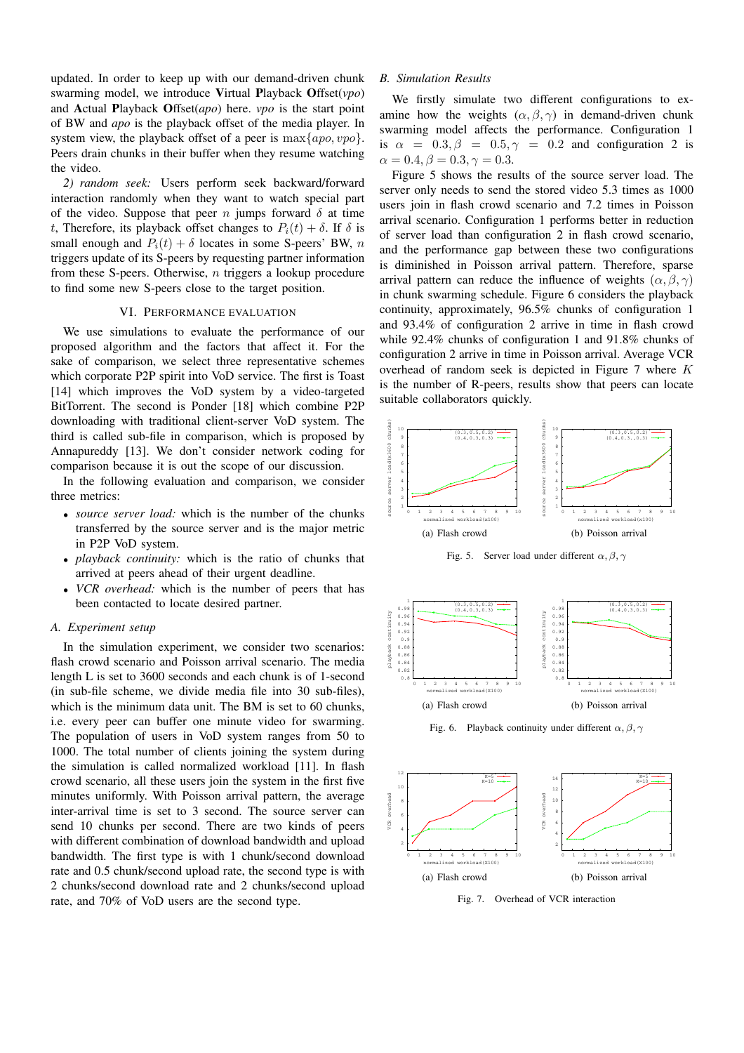updated. In order to keep up with our demand-driven chunk swarming model, we introduce **V**irtual **P**layback **O**ffset(*vpo*) and **A**ctual **P**layback **O**ffset(*apo*) here. *vpo* is the start point of BW and *apo* is the playback offset of the media player. In system view, the playback offset of a peer is $\max\{apo, vpo\}$. Peers drain chunks in their buffer when they resume watching the video.

*2) random seek:* Users perform seek backward/forward interaction randomly when they want to watch special part of the video. Suppose that peer $n$ jumps forward $\delta$ at time $t$, Therefore, its playback offset changes to $P_i(t) + \delta$. If $\delta$ is small enough and $P_i(t) + \delta$ locates in some S-peers' BW, $n$ triggers update of its S-peers by requesting partner information from these S-peers. Otherwise, $n$ triggers a lookup procedure to find some new S-peers close to the target position.

## VI. Performance Evaluation

We use simulations to evaluate the performance of our proposed algorithm and the factors that affect it. For the sake of comparison, we select three representative schemes which corporate P2P spirit into VoD service. The first is Toast [14] which improves the VoD system by a video-targeted BitTorrent. The second is Ponder [18] which combine P2P downloading with traditional client-server VoD system. The third is called sub-file in comparison, which is proposed by Annapureddy [13]. We don't consider network coding for comparison because it is out the scope of our discussion.

In the following evaluation and comparison, we consider three metrics:

- *source server load:* which is the number of the chunks transferred by the source server and is the major metric in P2P VoD system.
- *playback continuity:* which is the ratio of chunks that arrived at peers ahead of their urgent deadline.
- *VCR overhead:* which is the number of peers that has been contacted to locate desired partner.

### A. Experiment setup

In the simulation experiment, we consider two scenarios: flash crowd scenario and Poisson arrival scenario. The media length L is set to 3600 seconds and each chunk is of 1-second (in sub-file scheme, we divide media file into 30 sub-files), which is the minimum data unit. The BM is set to 60 chunks, i.e. every peer can buffer one minute video for swarming. The population of users in VoD system ranges from 50 to 1000. The total number of clients joining the system during the simulation is called normalized workload [11]. In flash crowd scenario, all these users join the system in the first five minutes uniformly. With Poisson arrival pattern, the average inter-arrival time is set to 3 second. The source server can send 10 chunks per second. There are two kinds of peers with different combination of download bandwidth and upload bandwidth. The first type is with 1 chunk/second download rate and 0.5 chunk/second upload rate, the second type is with 2 chunks/second download rate and 2 chunks/second upload rate, and 70% of VoD users are the second type.

### B. Simulation Results

We firstly simulate two different configurations to examine how the weights $(\alpha, \beta, \gamma)$ in demand-driven chunk swarming model affects the performance. Configuration 1 is $\alpha = 0.3, \beta = 0.5, \gamma = 0.2$ and configuration 2 is $\alpha = 0.4, \beta = 0.3, \gamma = 0.3$.

Figure 5 shows the results of the source server load. The server only needs to send the stored video 5.3 times as 1000 users join in flash crowd scenario and 7.2 times in Poisson arrival scenario. Configuration 1 performs better in reduction of server load than configuration 2 in flash crowd scenario, and the performance gap between these two configurations is diminished in Poisson arrival pattern. Therefore, sparse arrival pattern can reduce the influence of weights $(\alpha, \beta, \gamma)$ in chunk swarming schedule. Figure 6 considers the playback continuity, approximately, 96.5% chunks of configuration 1 and 93.4% of configuration 2 arrive in time in flash crowd while 92.4% chunks of configuration 1 and 91.8% chunks of configuration 2 arrive in time in Poisson arrival. Average VCR overhead of random seek is depicted in Figure 7 where $K$ is the number of R-peers, results show that peers can locate suitable collaborators quickly.

(a) Flash crowd (b) Poisson arrival

Fig. 5. Server load under different $\alpha, \beta, \gamma$

(a) Flash crowd (b) Poisson arrival

Fig. 6. Playback continuity under different $\alpha, \beta, \gamma$

(a) Flash crowd (b) Poisson arrival

Fig. 7. Overhead of VCR interaction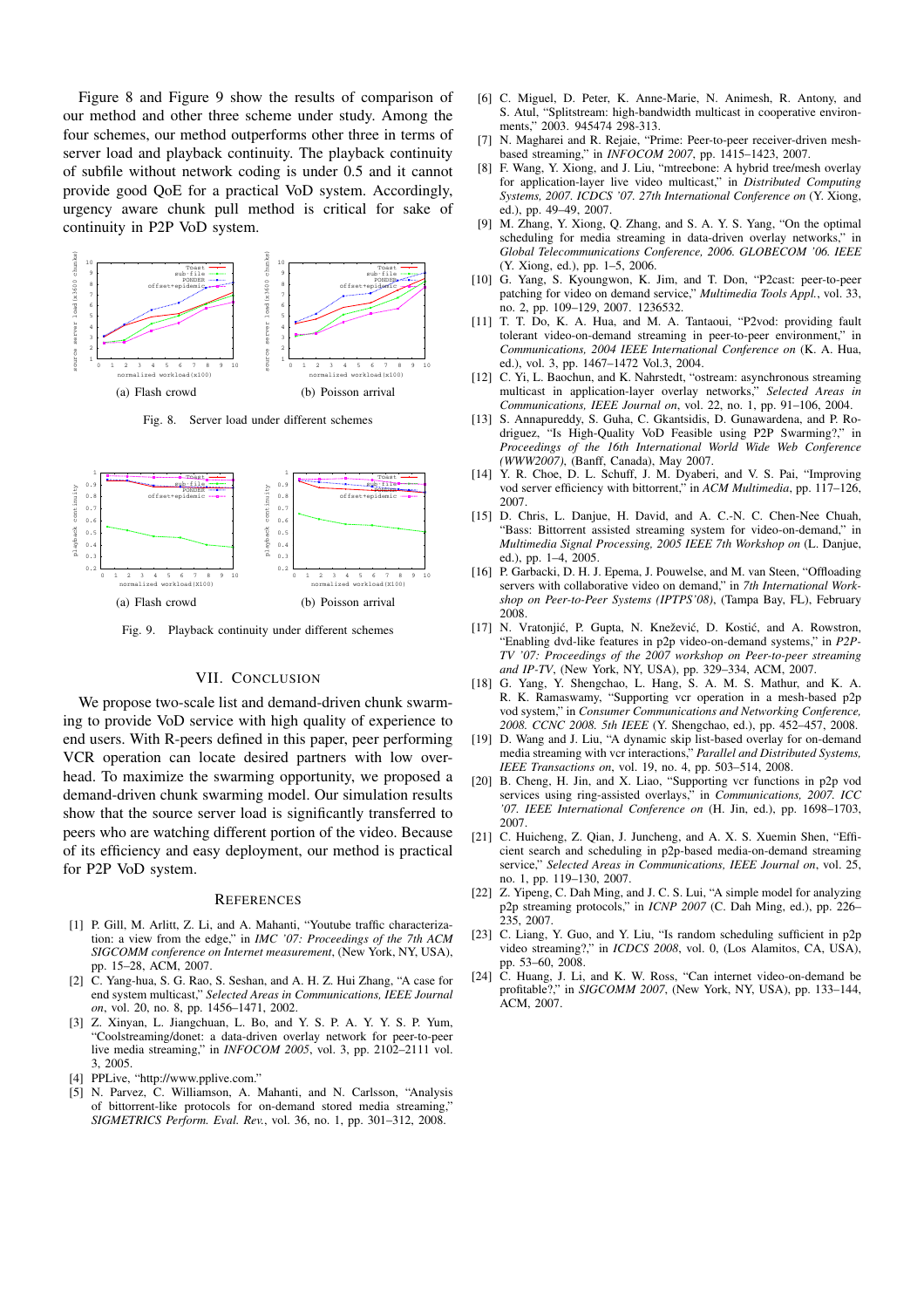Figure 8 and Figure 9 show the results of comparison of our method and other three scheme under study. Among the four schemes, our method outperforms other three in terms of server load and playback continuity. The playback continuity of subfile without network coding is under 0.5 and it cannot provide good QoE for a practical VoD system. Accordingly, urgency aware chunk pull method is critical for sake of continuity in P2P VoD system.

source server load(x3600 chunks)
Toast
sub-file
PONDER
offset+epidemic
normalized workload(x100)

(a) Flash crowd

source server load(x3600 chunks)
Toast
sub-file
PONDER
offset+epidemic
normalized workload(x100)

(b) Poisson arrival

Fig. 8. Server load under different schemes

playback continuity
Toast
sub-file
PONDER
offset+epidemic
normalized workload(x100)

(a) Flash crowd

playback continuity
Toast
sub-file
PONDER
offset+epidemic
normalized workload(x100)

(b) Poisson arrival

Fig. 9. Playback continuity under different schemes

## VII. Conclusion

We propose two-scale list and demand-driven chunk swarming to provide VoD service with high quality of experience to end users. With R-peers defined in this paper, peer performing VCR operation can locate desired partners with low overhead. To maximize the swarming opportunity, we proposed a demand-driven chunk swarming model. Our simulation results show that the source server load is significantly transferred to peers who are watching different portion of the video. Because of its efficiency and easy deployment, our method is practical for P2P VoD system.

## References

[1] P. Gill, M. Arlitt, Z. Li, and A. Mahanti, "Youtube traffic characterization: a view from the edge," in *IMC '07: Proceedings of the 7th ACM SIGCOMM conference on Internet measurement*, (New York, NY, USA), pp. 15–28, ACM, 2007.

[2] C. Yang-hua, S. G. Rao, S. Seshan, and A. H. Z. Hui Zhang, "A case for end system multicast," *Selected Areas in Communications, IEEE Journal on*, vol. 20, no. 8, pp. 1456–1471, 2002.

[3] Z. Xinyan, L. Jiangchuan, L. Bo, and Y. S. P. A. Y. Y. S. P. Yum, "Coolstreaming/donet: a data-driven overlay network for peer-to-peer live media streaming," in *INFOCOM 2005*, vol. 3, pp. 2102–2111 vol. 3, 2005.

[4] PPLive, "http://www.pplive.com."

[5] N. Parvez, C. Williamson, A. Mahanti, and N. Carlsson, "Analysis of bittorrent-like protocols for on-demand stored media streaming," *SIGMETRICS Perform. Eval. Rev.*, vol. 36, no. 1, pp. 301–312, 2008.

[6] C. Miguel, D. Peter, K. Anne-Marie, N. Animesh, R. Antony, and S. Atul, "Splitstream: high-bandwidth multicast in cooperative environments," 2003. 945474 298-313.

[7] N. Magharei and R. Rejaie, "Prime: Peer-to-peer receiver-driven mesh-based streaming," in *INFOCOM 2007*, pp. 1415–1423, 2007.

[8] F. Wang, Y. Xiong, and J. Liu, "mtreebone: A hybrid tree/mesh overlay for application-layer live video multicast," in *Distributed Computing Systems, 2007. ICDCS '07. 27th International Conference on* (Y. Xiong, ed.), pp. 49–49, 2007.

[9] M. Zhang, Y. Xiong, Q. Zhang, and S. A. Y. S. Yang, "On the optimal scheduling for media streaming in data-driven overlay networks," in *Global Telecommunications Conference, 2006. GLOBECOM '06. IEEE* (Y. Xiong, ed.), pp. 1–5, 2006.

[10] G. Yang, S. Kyoungwon, K. Jim, and T. Don, "P2cast: peer-to-peer patching for video on demand service," *Multimedia Tools Appl.*, vol. 33, no. 2, pp. 109–129, 2007. 1236532.

[11] T. T. Do, K. A. Hua, and M. A. Tantaoui, "P2vod: providing fault tolerant video-on-demand streaming in peer-to-peer environment," in *Communications, 2004 IEEE International Conference on* (K. A. Hua, ed.), vol. 3, pp. 1467–1472 Vol.3, 2004.

[12] C. Yi, L. Baochun, and K. Nahrstedt, "ostream: asynchronous streaming multicast in application-layer overlay networks," *Selected Areas in Communications, IEEE Journal on*, vol. 22, no. 1, pp. 91–106, 2004.

[13] S. Annapureddy, S. Guha, C. Gkantsidis, D. Gunawardena, and P. Rodriguez, "Is High-Quality VoD Feasible using P2P Swarming?," in *Proceedings of the 16th International World Wide Web Conference (WWW2007)*, (Banff, Canada), May 2007.

[14] Y. R. Choe, D. L. Schuff, J. M. Dyaberi, and V. S. Pai, "Improving vod server efficiency with bittorrent," in *ACM Multimedia*, pp. 117–126, 2007.

[15] D. Chris, L. Danjue, H. David, and A. C.-N. C. Chen-Nee Chuah, "Bass: Bittorrent assisted streaming system for video-on-demand," in *Multimedia Signal Processing, 2005 IEEE 7th Workshop on* (L. Danjue, ed.), pp. 1–4, 2005.

[16] P. Garbacki, D. H. J. Epema, J. Pouwelse, and M. van Steen, "Offloading servers with collaborative video on demand," in *7th International Workshop on Peer-to-Peer Systems (IPTPS'08)*, (Tampa Bay, FL), February 2008.

[17] N. Vratonjić, P. Gupta, N. Knežević, D. Kostić, and A. Rowstron, "Enabling dvd-like features in p2p video-on-demand systems," in *P2P-TV '07: Proceedings of the 2007 workshop on Peer-to-peer streaming and IP-TV*, (New York, NY, USA), pp. 329–334, ACM, 2007.

[18] G. Yang, Y. Shengchao, L. Hang, S. A. M. S. Mathur, and K. A. R. K. Ramaswamy, "Supporting vcr operation in a mesh-based p2p vod system," in *Consumer Communications and Networking Conference, 2008. CCNC 2008. 5th IEEE* (Y. Shengchao, ed.), pp. 452–457, 2008.

[19] D. Wang and J. Liu, "A dynamic skip list-based overlay for on-demand media streaming with vcr interactions," *Parallel and Distributed Systems, IEEE Transactions on*, vol. 19, no. 4, pp. 503–514, 2008.

[20] B. Cheng, H. Jin, and X. Liao, "Supporting vcr functions in p2p vod services using ring-assisted overlays," in *Communications, 2007. ICC '07. IEEE International Conference on* (H. Jin, ed.), pp. 1698–1703, 2007.

[21] C. Huicheng, Z. Qian, J. Juncheng, and A. X. S. Xuemin Shen, "Efficient search and scheduling in p2p-based media-on-demand streaming service," *Selected Areas in Communications, IEEE Journal on*, vol. 25, no. 1, pp. 119–130, 2007.

[22] Z. Yipeng, C. Dah Ming, and J. C. S. Lui, "A simple model for analyzing p2p streaming protocols," in *ICNP 2007* (C. Dah Ming, ed.), pp. 226–235, 2007.

[23] C. Liang, Y. Guo, and Y. Liu, "Is random scheduling sufficient in p2p video streaming?," in *ICDCS 2008*, vol. 0, (Los Alamitos, CA, USA), pp. 53–60, 2008.

[24] C. Huang, J. Li, and K. W. Ross, "Can internet video-on-demand be profitable?," in *SIGCOMM 2007*, (New York, NY, USA), pp. 133–144, ACM, 2007.